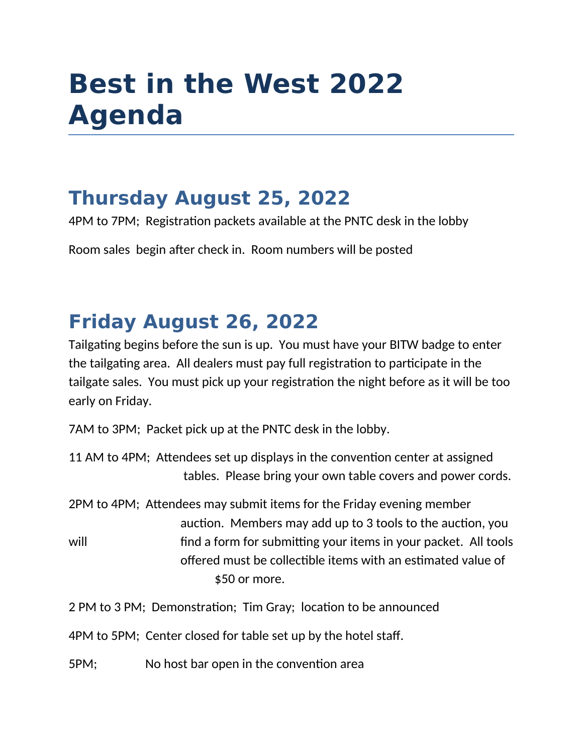# Best in the West 2022 Agenda

## Thursday August 25, 2022

4PM to 7PM; Registration packets available at the PNTC desk in the lobby

Room sales begin after check in. Room numbers will be posted

## Friday August 26, 2022

Tailgating begins before the sun is up. You must have your BITW badge to enter the tailgating area. All dealers must pay full registration to participate in the tailgate sales. You must pick up your registration the night before as it will be too early on Friday.

7AM to 3PM; Packet pick up at the PNTC desk in the lobby.

11 AM to 4PM; Attendees set up displays in the convention center at assigned tables. Please bring your own table covers and power cords.

2PM to 4PM; Attendees may submit items for the Friday evening member auction. Members may add up to 3 tools to the auction, you will find a form for submitting your items in your packet. All tools offered must be collectible items with an estimated value of $50 or more.

2 PM to 3 PM; Demonstration; Tim Gray; location to be announced

4PM to 5PM; Center closed for table set up by the hotel staff.

5PM; No host bar open in the convention area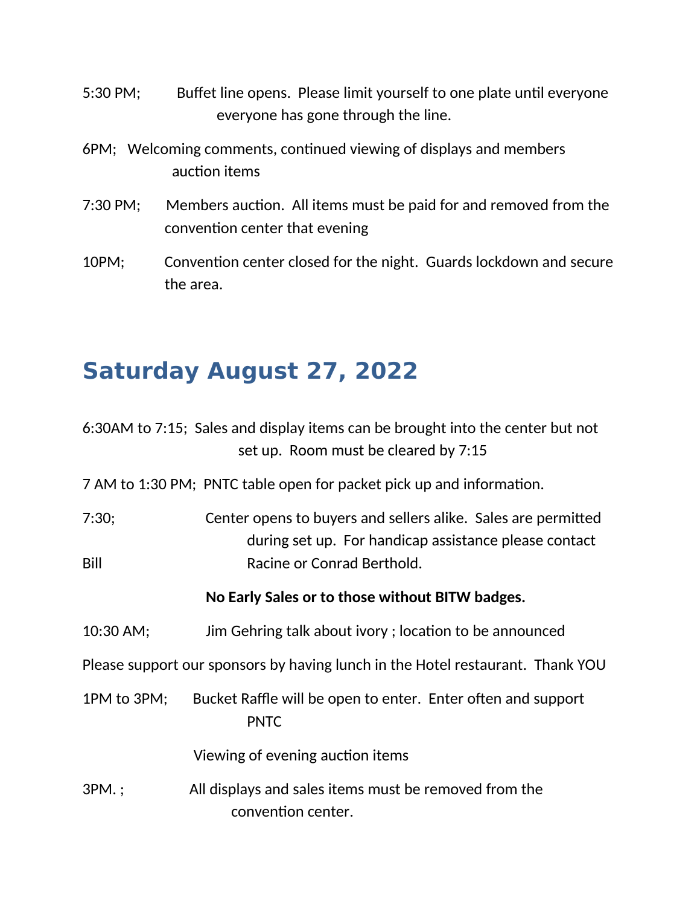5:30 PM;  Buffet line opens. Please limit yourself to one plate until everyone everyone has gone through the line.

6PM; Welcoming comments, continued viewing of displays and members auction items

7:30 PM;  Members auction. All items must be paid for and removed from the convention center that evening

10PM;  Convention center closed for the night. Guards lockdown and secure the area.

## Saturday August 27, 2022

6:30AM to 7:15; Sales and display items can be brought into the center but not set up. Room must be cleared by 7:15

7 AM to 1:30 PM; PNTC table open for packet pick up and information.

7:30;  Center opens to buyers and sellers alike. Sales are permitted during set up. For handicap assistance please contact Bill Racine or Conrad Berthold.

**No Early Sales or to those without BITW badges.**

10:30 AM;  Jim Gehring talk about ivory ; location to be announced

Please support our sponsors by having lunch in the Hotel restaurant. Thank YOU

1PM to 3PM;  Bucket Raffle will be open to enter. Enter often and support PNTC

Viewing of evening auction items

3PM. ;  All displays and sales items must be removed from the convention center.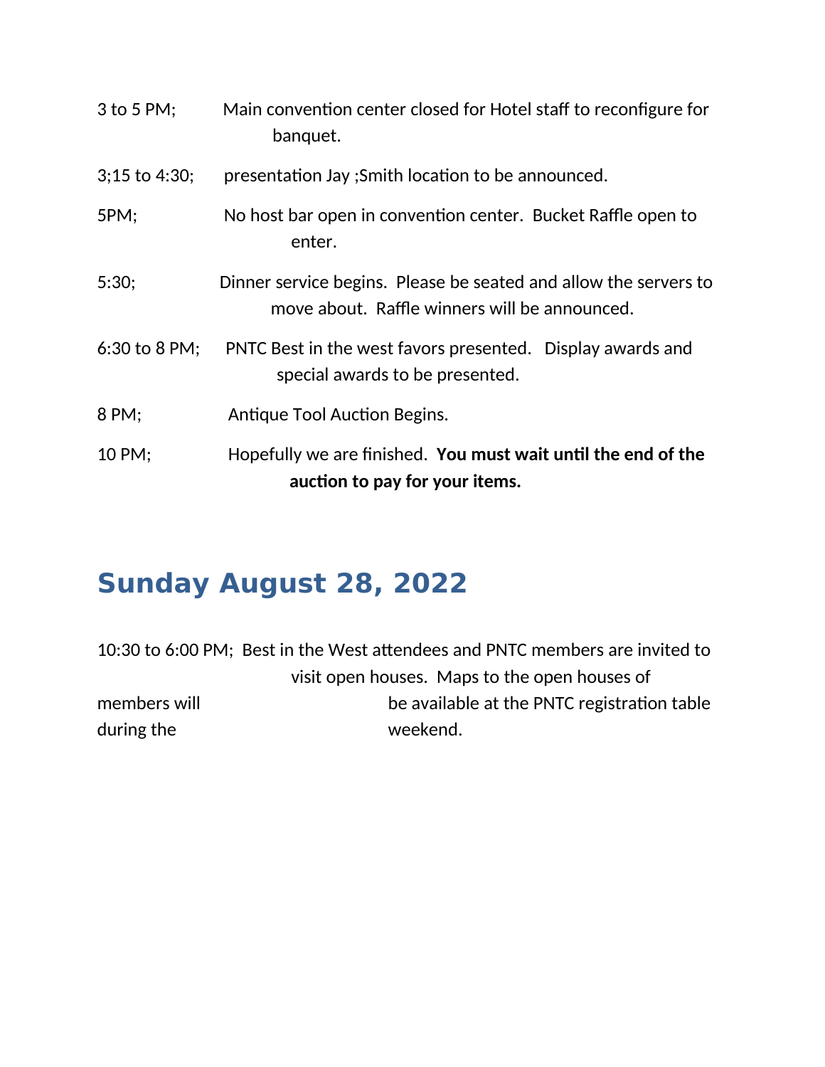3 to 5 PM; Main convention center closed for Hotel staff to reconfigure for banquet.

3;15 to 4:30; presentation Jay ;Smith location to be announced.

5PM; No host bar open in convention center. Bucket Raffle open to enter.

5:30; Dinner service begins. Please be seated and allow the servers to move about. Raffle winners will be announced.

6:30 to 8 PM; PNTC Best in the west favors presented. Display awards and special awards to be presented.

8 PM; Antique Tool Auction Begins.

10 PM; Hopefully we are finished. **You must wait until the end of the auction to pay for your items.**

## Sunday August 28, 2022

10:30 to 6:00 PM; Best in the West attendees and PNTC members are invited to visit open houses. Maps to the open houses of members will be available at the PNTC registration table during the weekend.